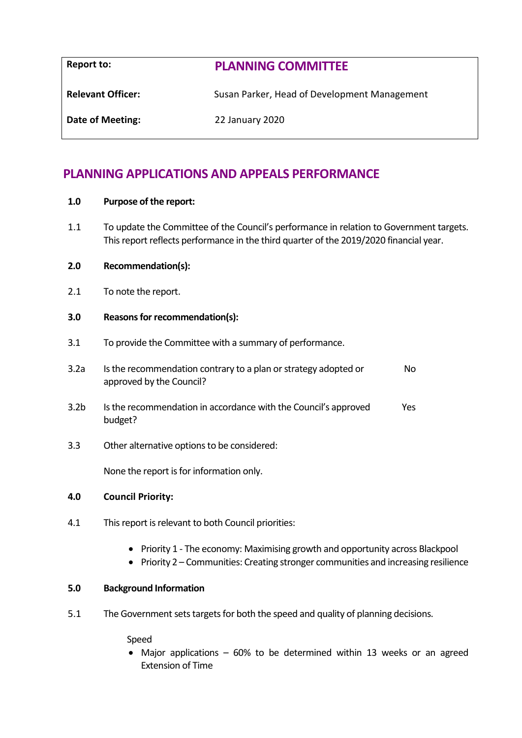| Report to: | PLANNING COMMITTEE |
|---|---|
| Relevant Officer: | Susan Parker, Head of Development Management |
| Date of Meeting: | 22 January 2020 |

# PLANNING APPLICATIONS AND APPEALS PERFORMANCE

**1.0 Purpose of the report:**

1.1 To update the Committee of the Council's performance in relation to Government targets. This report reflects performance in the third quarter of the 2019/2020 financial year.

**2.0 Recommendation(s):**

2.1 To note the report.

**3.0 Reasons for recommendation(s):**

3.1 To provide the Committee with a summary of performance.

| | | |
|---|---|---|
| 3.2a | Is the recommendation contrary to a plan or strategy adopted or approved by the Council? | No |
| 3.2b | Is the recommendation in accordance with the Council's approved budget? | Yes |

3.3 Other alternative options to be considered:

None the report is for information only.

**4.0 Council Priority:**

4.1 This report is relevant to both Council priorities:

- Priority 1 - The economy: Maximising growth and opportunity across Blackpool
- Priority 2 – Communities: Creating stronger communities and increasing resilience

**5.0 Background Information**

5.1 The Government sets targets for both the speed and quality of planning decisions.

Speed

- Major applications – 60% to be determined within 13 weeks or an agreed Extension of Time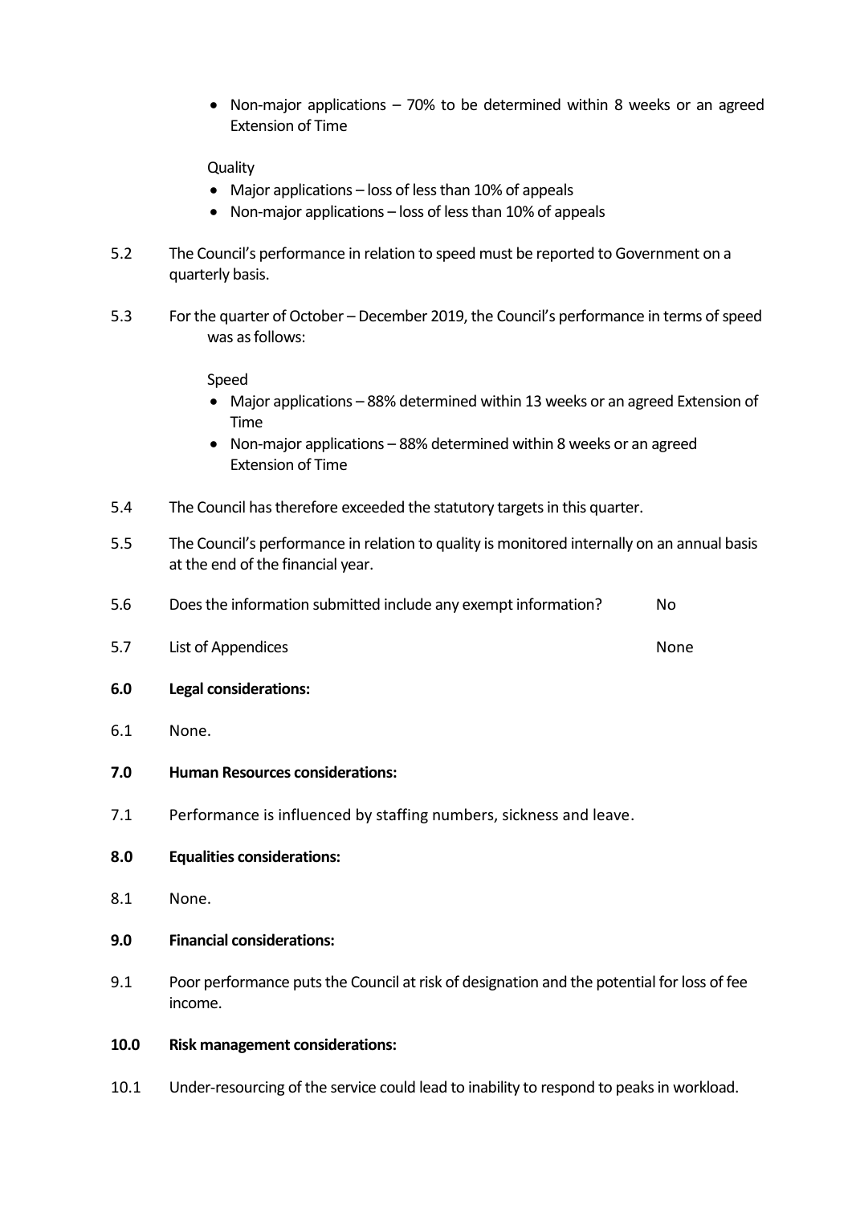- Non-major applications – 70% to be determined within 8 weeks or an agreed Extension of Time

Quality

- Major applications – loss of less than 10% of appeals
- Non-major applications – loss of less than 10% of appeals

5.2 The Council's performance in relation to speed must be reported to Government on a quarterly basis.

5.3 For the quarter of October – December 2019, the Council's performance in terms of speed was as follows:

Speed

- Major applications – 88% determined within 13 weeks or an agreed Extension of Time
- Non-major applications – 88% determined within 8 weeks or an agreed Extension of Time

5.4 The Council has therefore exceeded the statutory targets in this quarter.

5.5 The Council's performance in relation to quality is monitored internally on an annual basis at the end of the financial year.

5.6 Does the information submitted include any exempt information? No

5.7 List of Appendices None

**6.0 Legal considerations:**

6.1 None.

**7.0 Human Resources considerations:**

7.1 Performance is influenced by staffing numbers, sickness and leave.

**8.0 Equalities considerations:**

8.1 None.

**9.0 Financial considerations:**

9.1 Poor performance puts the Council at risk of designation and the potential for loss of fee income.

**10.0 Risk management considerations:**

10.1 Under-resourcing of the service could lead to inability to respond to peaks in workload.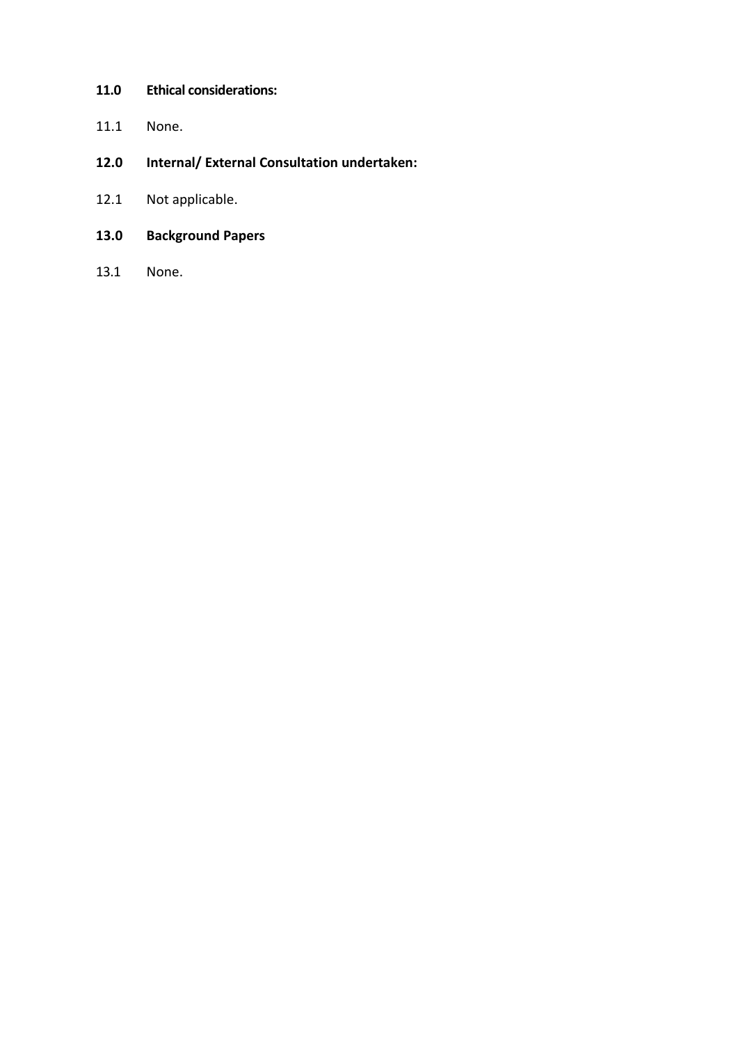## 11.0 Ethical considerations:

11.1 None.

## 12.0 Internal/ External Consultation undertaken:

12.1 Not applicable.

## 13.0 Background Papers

13.1 None.